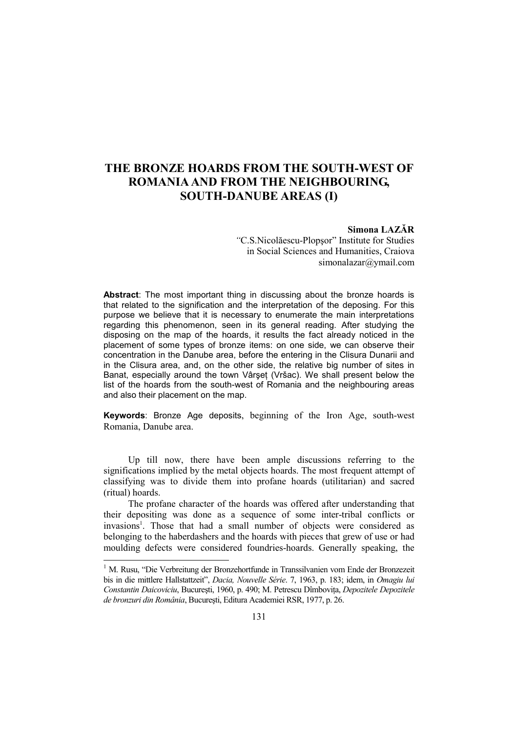# THE BRONZE HOARDS FROM THE SOUTH-WEST OF ROMANIA AND FROM THE NEIGHBOURING, SOUTH-DANUBE AREAS (I)

**Simona LAZĂR**
"C.S.Nicolăescu-Plopşor" Institute for Studies in Social Sciences and Humanities, Craiova
simonalazar@ymail.com

**Abstract**: The most important thing in discussing about the bronze hoards is that related to the signification and the interpretation of the deposing. For this purpose we believe that it is necessary to enumerate the main interpretations regarding this phenomenon, seen in its general reading. After studying the disposing on the map of the hoards, it results the fact already noticed in the placement of some types of bronze items: on one side, we can observe their concentration in the Danube area, before the entering in the Clisura Dunarii and in the Clisura area, and, on the other side, the relative big number of sites in Banat, especially around the town Vârşeţ (Vršac). We shall present below the list of the hoards from the south-west of Romania and the neighbouring areas and also their placement on the map.

**Keywords**: Bronze Age deposits, beginning of the Iron Age, south-west Romania, Danube area.

Up till now, there have been ample discussions referring to the significations implied by the metal objects hoards. The most frequent attempt of classifying was to divide them into profane hoards (utilitarian) and sacred (ritual) hoards.

The profane character of the hoards was offered after understanding that their depositing was done as a sequence of some inter-tribal conflicts or invasions[1]. Those that had a small number of objects were considered as belonging to the haberdashers and the hoards with pieces that grew of use or had moulding defects were considered foundries-hoards. Generally speaking, the

---

[1] M. Rusu, "Die Verbreitung der Bronzehortfunde in Transsilvanien vom Ende der Bronzezeit bis in die mittlere Hallstattzeit", *Dacia, Nouvelle Série*. 7, 1963, p. 183; idem, in *Omagiu lui Constantin Daicoviciu*, Bucureşti, 1960, p. 490; M. Petrescu Dîmboviţa, *Depozitele Depozitele de bronzuri din România*, Bucureşti, Editura Academiei RSR, 1977, p. 26.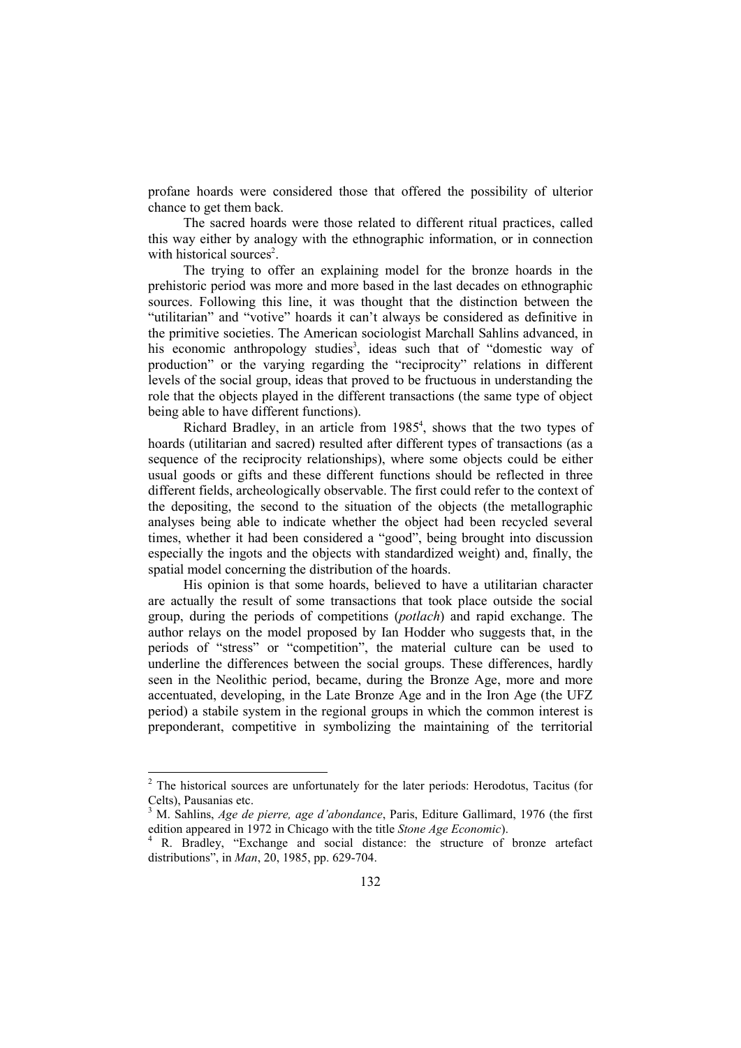profane hoards were considered those that offered the possibility of ulterior chance to get them back.

The sacred hoards were those related to different ritual practices, called this way either by analogy with the ethnographic information, or in connection with historical sources[2].

The trying to offer an explaining model for the bronze hoards in the prehistoric period was more and more based in the last decades on ethnographic sources. Following this line, it was thought that the distinction between the "utilitarian" and "votive" hoards it can't always be considered as definitive in the primitive societies. The American sociologist Marchall Sahlins advanced, in his economic anthropology studies[3], ideas such that of "domestic way of production" or the varying regarding the "reciprocity" relations in different levels of the social group, ideas that proved to be fructuous in understanding the role that the objects played in the different transactions (the same type of object being able to have different functions).

Richard Bradley, in an article from 1985[4], shows that the two types of hoards (utilitarian and sacred) resulted after different types of transactions (as a sequence of the reciprocity relationships), where some objects could be either usual goods or gifts and these different functions should be reflected in three different fields, archeologically observable. The first could refer to the context of the depositing, the second to the situation of the objects (the metallographic analyses being able to indicate whether the object had been recycled several times, whether it had been considered a "good", being brought into discussion especially the ingots and the objects with standardized weight) and, finally, the spatial model concerning the distribution of the hoards.

His opinion is that some hoards, believed to have a utilitarian character are actually the result of some transactions that took place outside the social group, during the periods of competitions (*potlach*) and rapid exchange. The author relays on the model proposed by Ian Hodder who suggests that, in the periods of "stress" or "competition", the material culture can be used to underline the differences between the social groups. These differences, hardly seen in the Neolithic period, became, during the Bronze Age, more and more accentuated, developing, in the Late Bronze Age and in the Iron Age (the UFZ period) a stabile system in the regional groups in which the common interest is preponderant, competitive in symbolizing the maintaining of the territorial

---

[2] The historical sources are unfortunately for the later periods: Herodotus, Tacitus (for Celts), Pausanias etc.

[3] M. Sahlins, *Age de pierre, age d'abondance*, Paris, Editure Gallimard, 1976 (the first edition appeared in 1972 in Chicago with the title *Stone Age Economic*).

[4] R. Bradley, "Exchange and social distance: the structure of bronze artefact distributions", in *Man*, 20, 1985, pp. 629-704.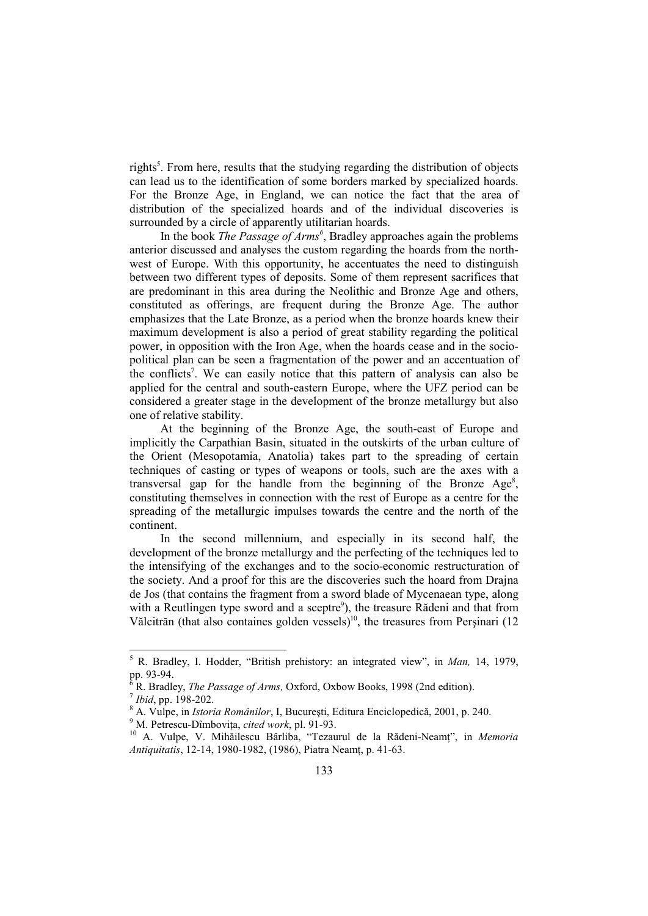rights[5]. From here, results that the studying regarding the distribution of objects can lead us to the identification of some borders marked by specialized hoards. For the Bronze Age, in England, we can notice the fact that the area of distribution of the specialized hoards and of the individual discoveries is surrounded by a circle of apparently utilitarian hoards.

In the book *The Passage of Arms*[6], Bradley approaches again the problems anterior discussed and analyses the custom regarding the hoards from the north-west of Europe. With this opportunity, he accentuates the need to distinguish between two different types of deposits. Some of them represent sacrifices that are predominant in this area during the Neolithic and Bronze Age and others, constituted as offerings, are frequent during the Bronze Age. The author emphasizes that the Late Bronze, as a period when the bronze hoards knew their maximum development is also a period of great stability regarding the political power, in opposition with the Iron Age, when the hoards cease and in the socio-political plan can be seen a fragmentation of the power and an accentuation of the conflicts[7]. We can easily notice that this pattern of analysis can also be applied for the central and south-eastern Europe, where the UFZ period can be considered a greater stage in the development of the bronze metallurgy but also one of relative stability.

At the beginning of the Bronze Age, the south-east of Europe and implicitly the Carpathian Basin, situated in the outskirts of the urban culture of the Orient (Mesopotamia, Anatolia) takes part to the spreading of certain techniques of casting or types of weapons or tools, such are the axes with a transversal gap for the handle from the beginning of the Bronze Age[8], constituting themselves in connection with the rest of Europe as a centre for the spreading of the metallurgic impulses towards the centre and the north of the continent.

In the second millennium, and especially in its second half, the development of the bronze metallurgy and the perfecting of the techniques led to the intensifying of the exchanges and to the socio-economic restructuration of the society. And a proof for this are the discoveries such the hoard from Drajna de Jos (that contains the fragment from a sword blade of Mycenaean type, along with a Reutlingen type sword and a sceptre[9]), the treasure Rădeni and that from Vălcitrăn (that also containes golden vessels)[10], the treasures from Perşinari (12

---

[5] R. Bradley, I. Hodder, "British prehistory: an integrated view", in *Man,* 14, 1979, pp. 93-94.

[6] R. Bradley, *The Passage of Arms,* Oxford, Oxbow Books, 1998 (2nd edition).

[7] *Ibid*, pp. 198-202.

[8] A. Vulpe, in *Istoria Românilor*, I, Bucureşti, Editura Enciclopedică, 2001, p. 240.

[9] M. Petrescu-Dîmboviţa, *cited work*, pl. 91-93.

[10] A. Vulpe, V. Mihăilescu Bârliba, "Tezaurul de la Rădeni-Neamţ", in *Memoria Antiquitatis*, 12-14, 1980-1982, (1986), Piatra Neamţ, p. 41-63.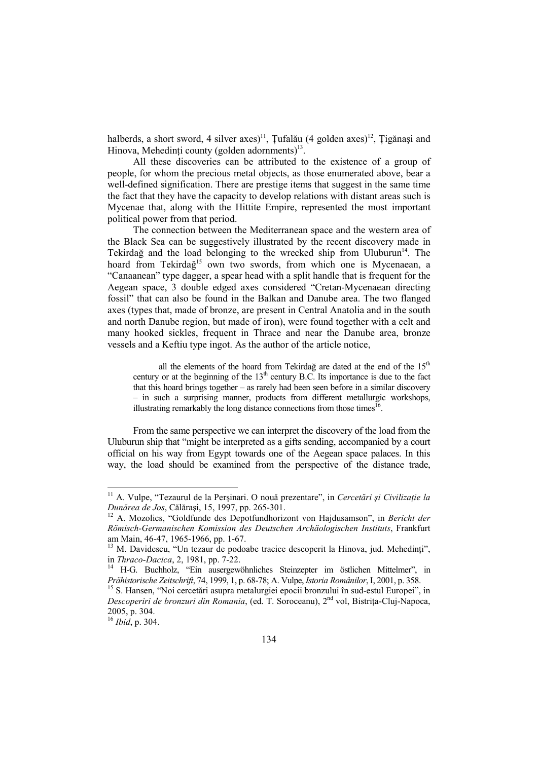halberds, a short sword, 4 silver axes)[11], Ţufalău (4 golden axes)[12], Ţigănaşi and Hinova, Mehedinţi county (golden adornments)[13].

All these discoveries can be attributed to the existence of a group of people, for whom the precious metal objects, as those enumerated above, bear a well-defined signification. There are prestige items that suggest in the same time the fact that they have the capacity to develop relations with distant areas such is Mycenae that, along with the Hittite Empire, represented the most important political power from that period.

The connection between the Mediterranean space and the western area of the Black Sea can be suggestively illustrated by the recent discovery made in Tekirdağ and the load belonging to the wrecked ship from Uluburun[14]. The hoard from Tekirdağ[15] own two swords, from which one is Mycenaean, a "Canaanean" type dagger, a spear head with a split handle that is frequent for the Aegean space, 3 double edged axes considered "Cretan-Mycenaean directing fossil" that can also be found in the Balkan and Danube area. The two flanged axes (types that, made of bronze, are present in Central Anatolia and in the south and north Danube region, but made of iron), were found together with a celt and many hooked sickles, frequent in Thrace and near the Danube area, bronze vessels and a Keftiu type ingot. As the author of the article notice,

> all the elements of the hoard from Tekirdağ are dated at the end of the 15th century or at the beginning of the 13th century B.C. Its importance is due to the fact that this hoard brings together – as rarely had been seen before in a similar discovery – in such a surprising manner, products from different metallurgic workshops, illustrating remarkably the long distance connections from those times[16].

From the same perspective we can interpret the discovery of the load from the Uluburun ship that "might be interpreted as a gifts sending, accompanied by a court official on his way from Egypt towards one of the Aegean space palaces. In this way, the load should be examined from the perspective of the distance trade,

---

[11] A. Vulpe, "Tezaurul de la Perşinari. O nouă prezentare", in *Cercetări şi Civilizaţie la Dunărea de Jos*, Călăraşi, 15, 1997, pp. 265-301.

[12] A. Mozolics, "Goldfunde des Depotfundhorizont von Hajdusamson", in *Bericht der Römisch-Germanischen Komission des Deutschen Archäologischen Instituts*, Frankfurt am Main, 46-47, 1965-1966, pp. 1-67.

[13] M. Davidescu, "Un tezaur de podoabe tracice descoperit la Hinova, jud. Mehedinţi", in *Thraco-Dacica*, 2, 1981, pp. 7-22.

[14] H-G. Buchholz, "Ein ausergewöhnliches Steinzepter im östlichen Mittelmer", in *Prähistorische Zeitschrift*, 74, 1999, 1, p. 68-78; A. Vulpe, *Istoria Românilor*, I, 2001, p. 358.

[15] S. Hansen, "Noi cercetări asupra metalurgiei epocii bronzului în sud-estul Europei", in *Descoperiri de bronzuri din Romania*, (ed. T. Soroceanu), 2nd vol, Bistriţa-Cluj-Napoca, 2005, p. 304.

[16] *Ibid*, p. 304.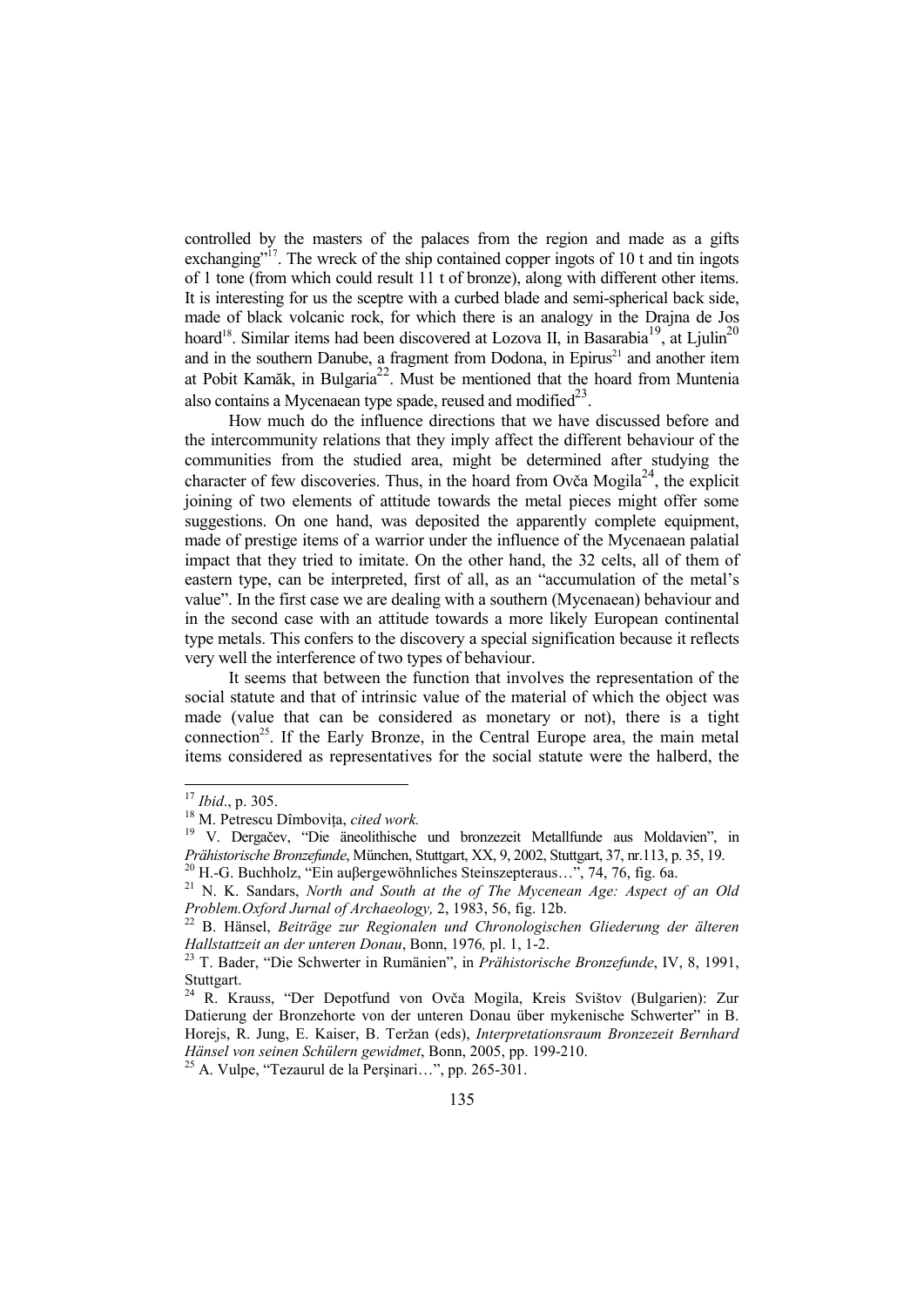controlled by the masters of the palaces from the region and made as a gifts exchanging"[17]. The wreck of the ship contained copper ingots of 10 t and tin ingots of 1 tone (from which could result 11 t of bronze), along with different other items. It is interesting for us the sceptre with a curbed blade and semi-spherical back side, made of black volcanic rock, for which there is an analogy in the Drajna de Jos hoard[18]. Similar items had been discovered at Lozova II, in Basarabia[19], at Ljulin[20] and in the southern Danube, a fragment from Dodona, in Epirus[21] and another item at Pobit Kamăk, in Bulgaria[22]. Must be mentioned that the hoard from Muntenia also contains a Mycenaean type spade, reused and modified[23].

How much do the influence directions that we have discussed before and the intercommunity relations that they imply affect the different behaviour of the communities from the studied area, might be determined after studying the character of few discoveries. Thus, in the hoard from Ovča Mogila[24], the explicit joining of two elements of attitude towards the metal pieces might offer some suggestions. On one hand, was deposited the apparently complete equipment, made of prestige items of a warrior under the influence of the Mycenaean palatial impact that they tried to imitate. On the other hand, the 32 celts, all of them of eastern type, can be interpreted, first of all, as an "accumulation of the metal's value". In the first case we are dealing with a southern (Mycenaean) behaviour and in the second case with an attitude towards a more likely European continental type metals. This confers to the discovery a special signification because it reflects very well the interference of two types of behaviour.

It seems that between the function that involves the representation of the social statute and that of intrinsic value of the material of which the object was made (value that can be considered as monetary or not), there is a tight connection[25]. If the Early Bronze, in the Central Europe area, the main metal items considered as representatives for the social statute were the halberd, the

---

[17] *Ibid*., p. 305.

[18] M. Petrescu Dîmbovița, *cited work.*

[19] V. Dergačev, "Die äneolithische und bronzezeit Metallfunde aus Moldavien", in *Prähistorische Bronzefunde*, München, Stuttgart, XX, 9, 2002, Stuttgart, 37, nr.113, p. 35, 19.

[20] H.-G. Buchholz, "Ein auβergewöhnliches Steinszepteraus…", 74, 76, fig. 6a.

[21] N. K. Sandars, *North and South at the of The Mycenean Age: Aspect of an Old Problem.Oxford Jurnal of Archaeology,* 2, 1983, 56, fig. 12b.

[22] B. Hänsel, *Beiträge zur Regionalen und Chronologischen Gliederung der älteren Hallstattzeit an der unteren Donau*, Bonn, 1976*,* pl. 1, 1-2.

[23] T. Bader, "Die Schwerter in Rumänien", in *Prähistorische Bronzefunde*, IV, 8, 1991, Stuttgart.

[24] R. Krauss, "Der Depotfund von Ovča Mogila, Kreis Svištov (Bulgarien): Zur Datierung der Bronzehorte von der unteren Donau über mykenische Schwerter" in B. Horejs, R. Jung, E. Kaiser, B. Teržan (eds), *Interpretationsraum Bronzezeit Bernhard Hänsel von seinen Schülern gewidmet*, Bonn, 2005, pp. 199-210.

[25] A. Vulpe, "Tezaurul de la Perşinari…", pp. 265-301.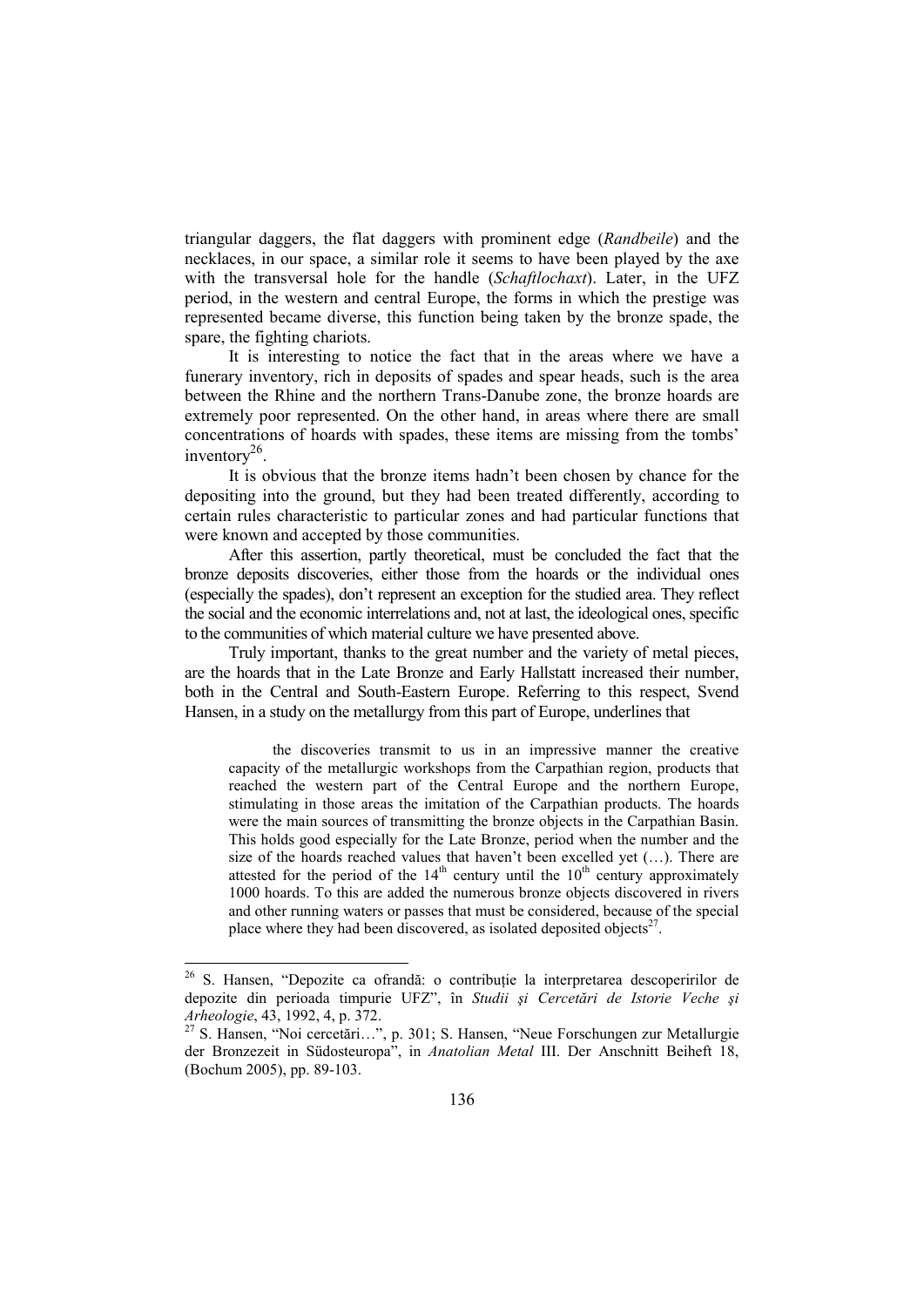triangular daggers, the flat daggers with prominent edge (*Randbeile*) and the necklaces, in our space, a similar role it seems to have been played by the axe with the transversal hole for the handle (*Schaftlochaxt*). Later, in the UFZ period, in the western and central Europe, the forms in which the prestige was represented became diverse, this function being taken by the bronze spade, the spare, the fighting chariots.

It is interesting to notice the fact that in the areas where we have a funerary inventory, rich in deposits of spades and spear heads, such is the area between the Rhine and the northern Trans-Danube zone, the bronze hoards are extremely poor represented. On the other hand, in areas where there are small concentrations of hoards with spades, these items are missing from the tombs' inventory[26].

It is obvious that the bronze items hadn't been chosen by chance for the depositing into the ground, but they had been treated differently, according to certain rules characteristic to particular zones and had particular functions that were known and accepted by those communities.

After this assertion, partly theoretical, must be concluded the fact that the bronze deposits discoveries, either those from the hoards or the individual ones (especially the spades), don't represent an exception for the studied area. They reflect the social and the economic interrelations and, not at last, the ideological ones, specific to the communities of which material culture we have presented above.

Truly important, thanks to the great number and the variety of metal pieces, are the hoards that in the Late Bronze and Early Hallstatt increased their number, both in the Central and South-Eastern Europe. Referring to this respect, Svend Hansen, in a study on the metallurgy from this part of Europe, underlines that

> the discoveries transmit to us in an impressive manner the creative capacity of the metallurgic workshops from the Carpathian region, products that reached the western part of the Central Europe and the northern Europe, stimulating in those areas the imitation of the Carpathian products. The hoards were the main sources of transmitting the bronze objects in the Carpathian Basin. This holds good especially for the Late Bronze, period when the number and the size of the hoards reached values that haven't been excelled yet (…). There are attested for the period of the 14th century until the 10th century approximately 1000 hoards. To this are added the numerous bronze objects discovered in rivers and other running waters or passes that must be considered, because of the special place where they had been discovered, as isolated deposited objects[27].

---

[26] S. Hansen, "Depozite ca ofrandă: o contribuție la interpretarea descoperirilor de depozite din perioada timpurie UFZ", în *Studii şi Cercetări de Istorie Veche şi Arheologie*, 43, 1992, 4, p. 372.

[27] S. Hansen, "Noi cercetări…", p. 301; S. Hansen, "Neue Forschungen zur Metallurgie der Bronzezeit in Südosteuropa", in *Anatolian Metal* III. Der Anschnitt Beiheft 18, (Bochum 2005), pp. 89-103.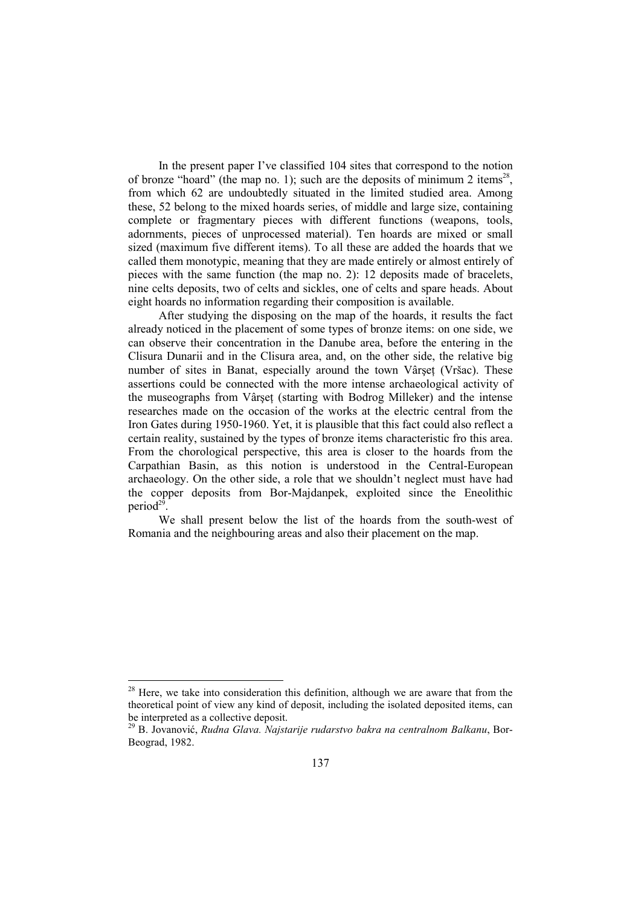In the present paper I've classified 104 sites that correspond to the notion of bronze "hoard" (the map no. 1); such are the deposits of minimum 2 items[28], from which 62 are undoubtedly situated in the limited studied area. Among these, 52 belong to the mixed hoards series, of middle and large size, containing complete or fragmentary pieces with different functions (weapons, tools, adornments, pieces of unprocessed material). Ten hoards are mixed or small sized (maximum five different items). To all these are added the hoards that we called them monotypic, meaning that they are made entirely or almost entirely of pieces with the same function (the map no. 2): 12 deposits made of bracelets, nine celts deposits, two of celts and sickles, one of celts and spare heads. About eight hoards no information regarding their composition is available.

After studying the disposing on the map of the hoards, it results the fact already noticed in the placement of some types of bronze items: on one side, we can observe their concentration in the Danube area, before the entering in the Clisura Dunarii and in the Clisura area, and, on the other side, the relative big number of sites in Banat, especially around the town Vârşeţ (Vršac). These assertions could be connected with the more intense archaeological activity of the museographs from Vârşeţ (starting with Bodrog Milleker) and the intense researches made on the occasion of the works at the electric central from the Iron Gates during 1950-1960. Yet, it is plausible that this fact could also reflect a certain reality, sustained by the types of bronze items characteristic fro this area. From the chorological perspective, this area is closer to the hoards from the Carpathian Basin, as this notion is understood in the Central-European archaeology. On the other side, a role that we shouldn't neglect must have had the copper deposits from Bor-Majdanpek, exploited since the Eneolithic period[29].

We shall present below the list of the hoards from the south-west of Romania and the neighbouring areas and also their placement on the map.

---

[28] Here, we take into consideration this definition, although we are aware that from the theoretical point of view any kind of deposit, including the isolated deposited items, can be interpreted as a collective deposit.

[29] B. Jovanović, *Rudna Glava. Najstarije rudarstvo bakra na centralnom Balkanu*, Bor-Beograd, 1982.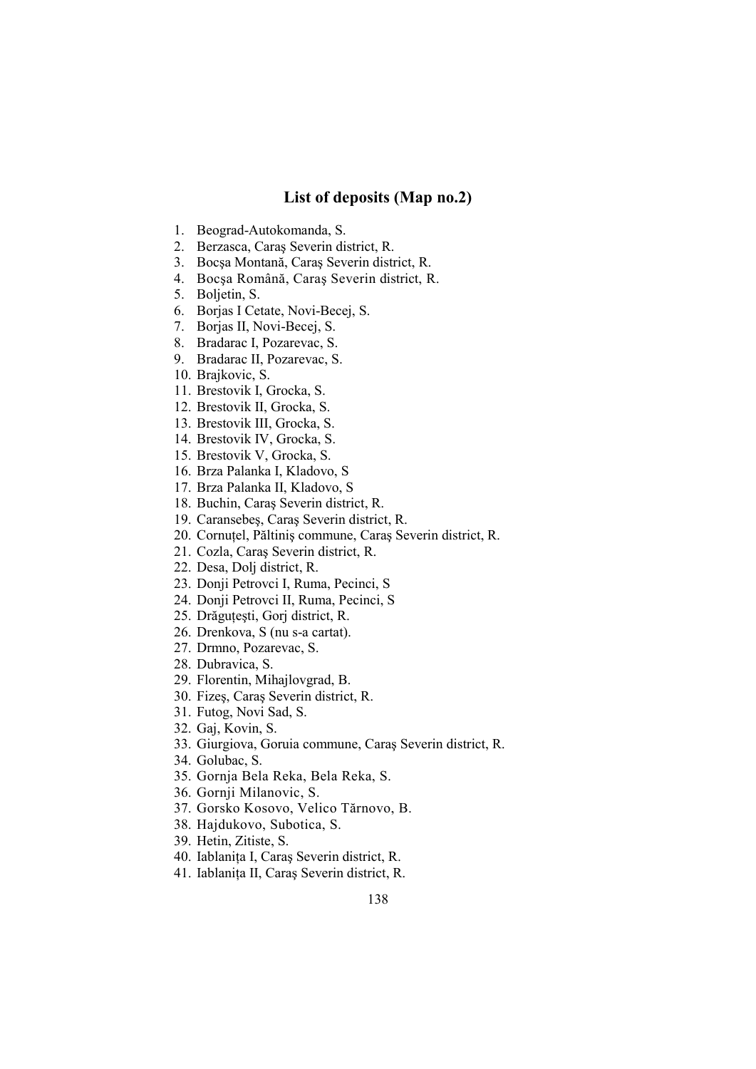## List of deposits (Map no.2)

1. Beograd-Autokomanda, S.
2. Berzasca, Caraş Severin district, R.
3. Bocşa Montană, Caraş Severin district, R.
4. Bocşa Română, Caraş Severin district, R.
5. Boljetin, S.
6. Borjas I Cetate, Novi-Becej, S.
7. Borjas II, Novi-Becej, S.
8. Bradarac I, Pozarevac, S.
9. Bradarac II, Pozarevac, S.
10. Brajkovic, S.
11. Brestovik I, Grocka, S.
12. Brestovik II, Grocka, S.
13. Brestovik III, Grocka, S.
14. Brestovik IV, Grocka, S.
15. Brestovik V, Grocka, S.
16. Brza Palanka I, Kladovo, S
17. Brza Palanka II, Kladovo, S
18. Buchin, Caraş Severin district, R.
19. Caransebeş, Caraş Severin district, R.
20. Cornuţel, Păltiniş commune, Caraş Severin district, R.
21. Cozla, Caraş Severin district, R.
22. Desa, Dolj district, R.
23. Donji Petrovci I, Ruma, Pecinci, S
24. Donji Petrovci II, Ruma, Pecinci, S
25. Drăguţeşti, Gorj district, R.
26. Drenkova, S (nu s-a cartat).
27. Drmno, Pozarevac, S.
28. Dubravica, S.
29. Florentin, Mihajlovgrad, B.
30. Fizeş, Caraş Severin district, R.
31. Futog, Novi Sad, S.
32. Gaj, Kovin, S.
33. Giurgiova, Goruia commune, Caraş Severin district, R.
34. Golubac, S.
35. Gornja Bela Reka, Bela Reka, S.
36. Gornji Milanovic, S.
37. Gorsko Kosovo, Velico Tărnovo, B.
38. Hajdukovo, Subotica, S.
39. Hetin, Zitiste, S.
40. Iablaniţa I, Caraş Severin district, R.
41. Iablaniţa II, Caraş Severin district, R.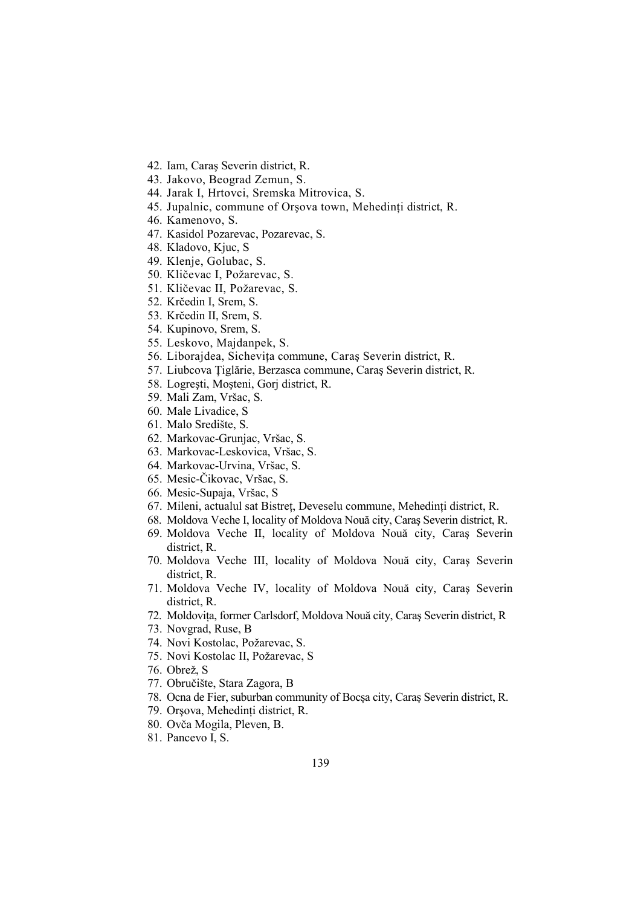42. Iam, Caraş Severin district, R.
43. Jakovo, Beograd Zemun, S.
44. Jarak I, Hrtovci, Sremska Mitrovica, S.
45. Jupalnic, commune of Orşova town, Mehedinţi district, R.
46. Kamenovo, S.
47. Kasidol Pozarevac, Pozarevac, S.
48. Kladovo, Kjuc, S
49. Klenje, Golubac, S.
50. Kličevac I, Požarevac, S.
51. Kličevac II, Požarevac, S.
52. Krčedin I, Srem, S.
53. Krčedin II, Srem, S.
54. Kupinovo, Srem, S.
55. Leskovo, Majdanpek, S.
56. Liborajdea, Sicheviţa commune, Caraş Severin district, R.
57. Liubcova Ţiglărie, Berzasca commune, Caraş Severin district, R.
58. Logreşti, Moşteni, Gorj district, R.
59. Mali Zam, Vršac, S.
60. Male Livadice, S
61. Malo Središte, S.
62. Markovac-Grunjac, Vršac, S.
63. Markovac-Leskovica, Vršac, S.
64. Markovac-Urvina, Vršac, S.
65. Mesic-Čikovac, Vršac, S.
66. Mesic-Supaja, Vršac, S
67. Mileni, actualul sat Bistreţ, Deveselu commune, Mehedinţi district, R.
68. Moldova Veche I, locality of Moldova Nouă city, Caraş Severin district, R.
69. Moldova Veche II, locality of Moldova Nouă city, Caraş Severin district, R.
70. Moldova Veche III, locality of Moldova Nouă city, Caraş Severin district, R.
71. Moldova Veche IV, locality of Moldova Nouă city, Caraş Severin district, R.
72. Moldoviţa, former Carlsdorf, Moldova Nouă city, Caraş Severin district, R
73. Novgrad, Ruse, B
74. Novi Kostolac, Požarevac, S.
75. Novi Kostolac II, Požarevac, S
76. Obrež, S
77. Obručište, Stara Zagora, B
78. Ocna de Fier, suburban community of Bocşa city, Caraş Severin district, R.
79. Orşova, Mehedinţi district, R.
80. Ovča Mogila, Pleven, B.
81. Pancevo I, S.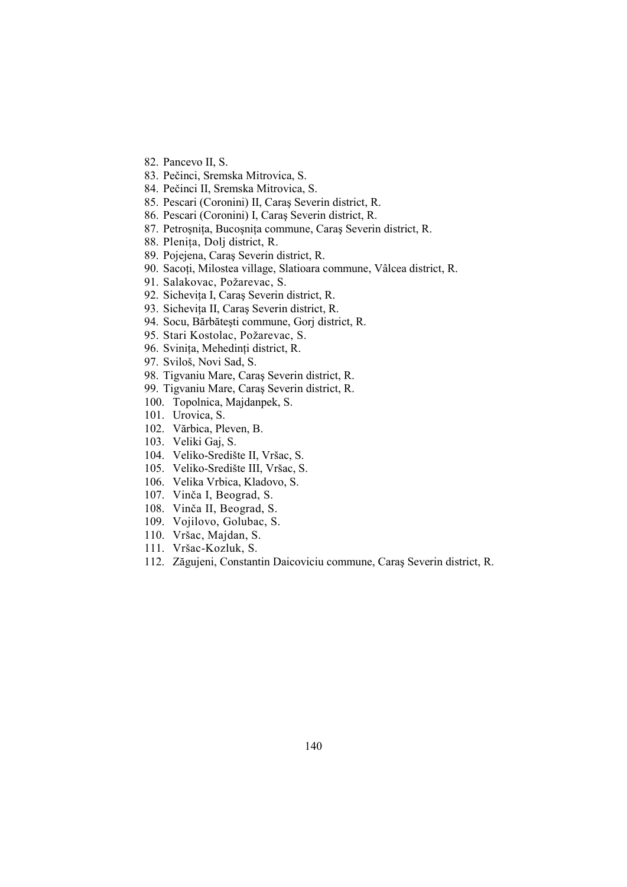82. Pancevo II, S.
83. Pečinci, Sremska Mitrovica, S.
84. Pečinci II, Sremska Mitrovica, S.
85. Pescari (Coronini) II, Caraş Severin district, R.
86. Pescari (Coronini) I, Caraş Severin district, R.
87. Petroşniţa, Bucoşniţa commune, Caraş Severin district, R.
88. Pleniţa, Dolj district, R.
89. Pojejena, Caraş Severin district, R.
90. Sacoţi, Milostea village, Slatioara commune, Vâlcea district, R.
91. Salakovac, Požarevac, S.
92. Sicheviţa I, Caraş Severin district, R.
93. Sicheviţa II, Caraş Severin district, R.
94. Socu, Bărbăteşti commune, Gorj district, R.
95. Stari Kostolac, Požarevac, S.
96. Sviniţa, Mehedinţi district, R.
97. Sviloš, Novi Sad, S.
98. Tigvaniu Mare, Caraş Severin district, R.
99. Tigvaniu Mare, Caraş Severin district, R.
100. Topolnica, Majdanpek, S.
101. Urovica, S.
102. Vărbica, Pleven, B.
103. Veliki Gaj, S.
104. Veliko-Središte II, Vršac, S.
105. Veliko-Središte III, Vršac, S.
106. Velika Vrbica, Kladovo, S.
107. Vinča I, Beograd, S.
108. Vinča II, Beograd, S.
109. Vojilovo, Golubac, S.
110. Vršac, Majdan, S.
111. Vršac-Kozluk, S.
112. Zăgujeni, Constantin Daicoviciu commune, Caraş Severin district, R.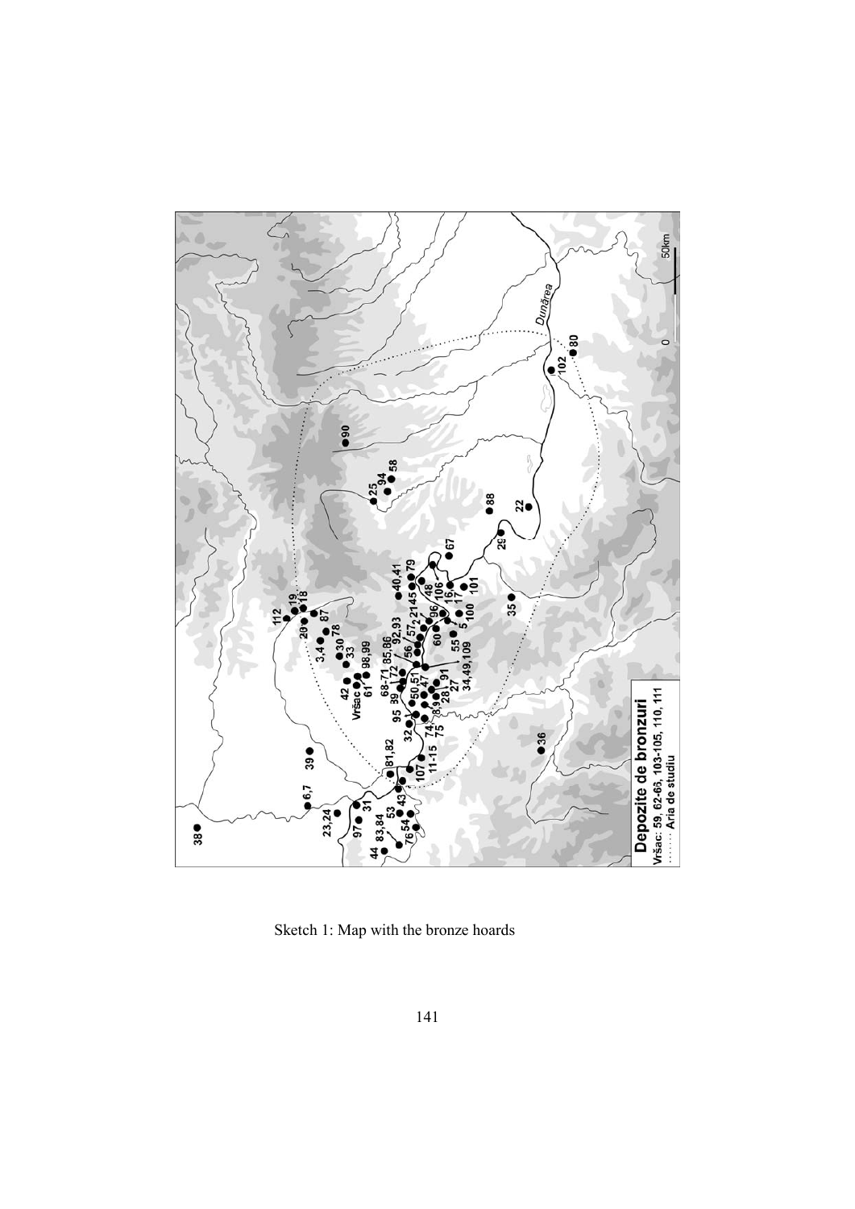Sketch 1: Map with the bronze hoards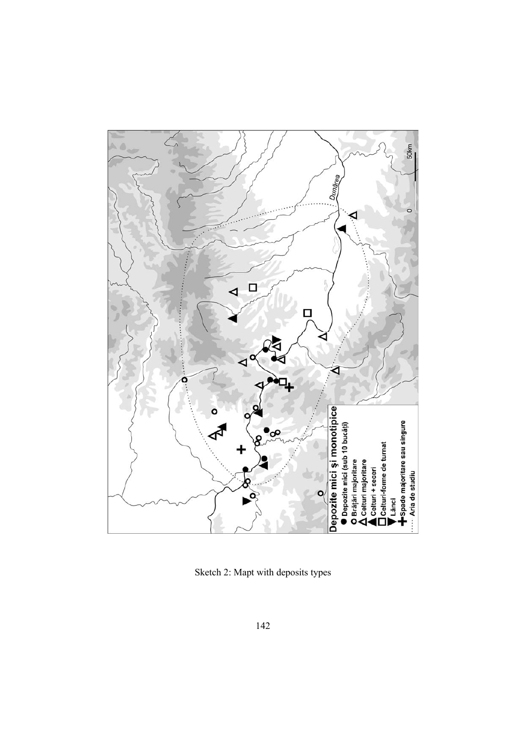Depozite mici şi monotipice

Depozite mici (sub 10 bucăţi)

Brăţări majoritare

Celturi majoritare

Celturi + seceri

Celturi-forme de turnat

Lănci

Spade majoritare sau singure

Aria de studiu

Dunărea

0

50km

Sketch 2: Mapt with deposits types